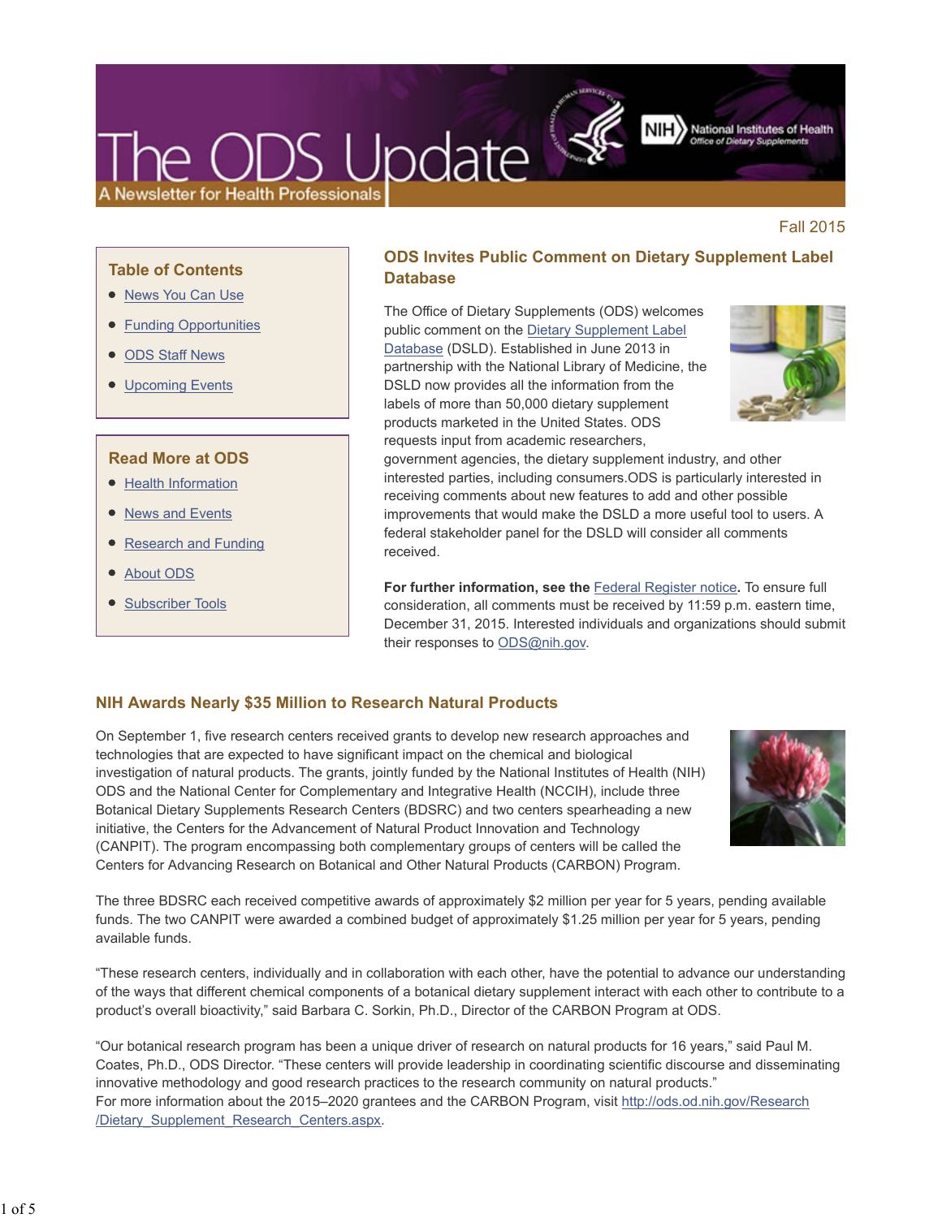# The ODS Update

A Newsletter for Health Professionals

Fall 2015

### Table of Contents

- News You Can Use
- Funding Opportunities
- ODS Staff News
- Upcoming Events

### Read More at ODS

- Health Information
- News and Events
- Research and Funding
- About ODS
- Subscriber Tools

## ODS Invites Public Comment on Dietary Supplement Label Database

The Office of Dietary Supplements (ODS) welcomes public comment on the Dietary Supplement Label Database (DSLD). Established in June 2013 in partnership with the National Library of Medicine, the DSLD now provides all the information from the labels of more than 50,000 dietary supplement products marketed in the United States. ODS requests input from academic researchers, government agencies, the dietary supplement industry, and other interested parties, including consumers.ODS is particularly interested in receiving comments about new features to add and other possible improvements that would make the DSLD a more useful tool to users. A federal stakeholder panel for the DSLD will consider all comments received.

**For further information, see the** Federal Register notice**.** To ensure full consideration, all comments must be received by 11:59 p.m. eastern time, December 31, 2015. Interested individuals and organizations should submit their responses to ODS@nih.gov.

## NIH Awards Nearly $35 Million to Research Natural Products

On September 1, five research centers received grants to develop new research approaches and technologies that are expected to have significant impact on the chemical and biological investigation of natural products. The grants, jointly funded by the National Institutes of Health (NIH) ODS and the National Center for Complementary and Integrative Health (NCCIH), include three Botanical Dietary Supplements Research Centers (BDSRC) and two centers spearheading a new initiative, the Centers for the Advancement of Natural Product Innovation and Technology (CANPIT). The program encompassing both complementary groups of centers will be called the Centers for Advancing Research on Botanical and Other Natural Products (CARBON) Program.

The three BDSRC each received competitive awards of approximately $2 million per year for 5 years, pending available funds. The two CANPIT were awarded a combined budget of approximately $1.25 million per year for 5 years, pending available funds.

"These research centers, individually and in collaboration with each other, have the potential to advance our understanding of the ways that different chemical components of a botanical dietary supplement interact with each other to contribute to a product's overall bioactivity," said Barbara C. Sorkin, Ph.D., Director of the CARBON Program at ODS.

"Our botanical research program has been a unique driver of research on natural products for 16 years," said Paul M. Coates, Ph.D., ODS Director. "These centers will provide leadership in coordinating scientific discourse and disseminating innovative methodology and good research practices to the research community on natural products."
For more information about the 2015–2020 grantees and the CARBON Program, visit http://ods.od.nih.gov/Research/Dietary_Supplement_Research_Centers.aspx.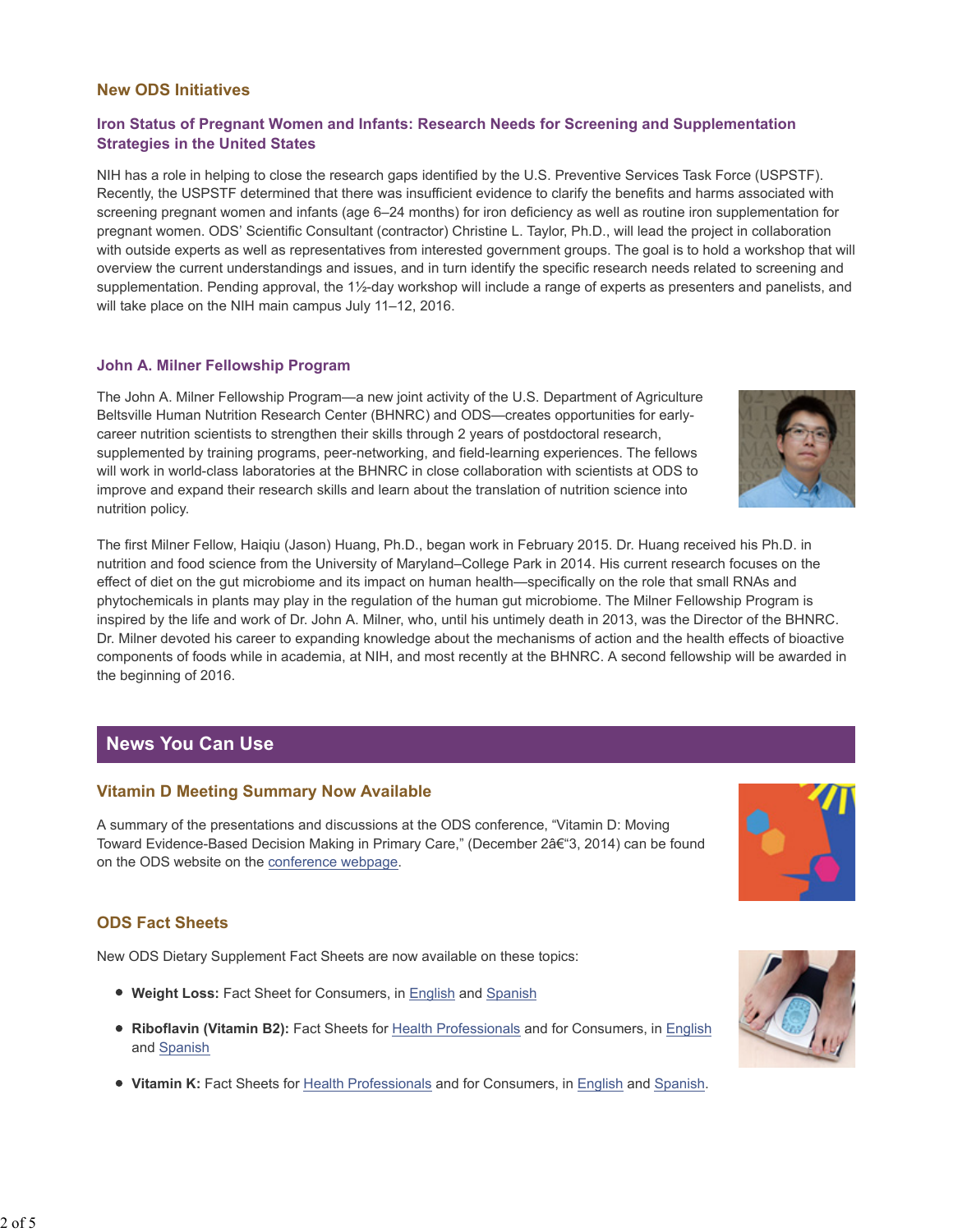## New ODS Initiatives

### Iron Status of Pregnant Women and Infants: Research Needs for Screening and Supplementation Strategies in the United States

NIH has a role in helping to close the research gaps identified by the U.S. Preventive Services Task Force (USPSTF). Recently, the USPSTF determined that there was insufficient evidence to clarify the benefits and harms associated with screening pregnant women and infants (age 6–24 months) for iron deficiency as well as routine iron supplementation for pregnant women. ODS' Scientific Consultant (contractor) Christine L. Taylor, Ph.D., will lead the project in collaboration with outside experts as well as representatives from interested government groups. The goal is to hold a workshop that will overview the current understandings and issues, and in turn identify the specific research needs related to screening and supplementation. Pending approval, the 1½-day workshop will include a range of experts as presenters and panelists, and will take place on the NIH main campus July 11–12, 2016.

### John A. Milner Fellowship Program

The John A. Milner Fellowship Program—a new joint activity of the U.S. Department of Agriculture Beltsville Human Nutrition Research Center (BHNRC) and ODS—creates opportunities for early-career nutrition scientists to strengthen their skills through 2 years of postdoctoral research, supplemented by training programs, peer-networking, and field-learning experiences. The fellows will work in world-class laboratories at the BHNRC in close collaboration with scientists at ODS to improve and expand their research skills and learn about the translation of nutrition science into nutrition policy.

The first Milner Fellow, Haiqiu (Jason) Huang, Ph.D., began work in February 2015. Dr. Huang received his Ph.D. in nutrition and food science from the University of Maryland–College Park in 2014. His current research focuses on the effect of diet on the gut microbiome and its impact on human health—specifically on the role that small RNAs and phytochemicals in plants may play in the regulation of the human gut microbiome. The Milner Fellowship Program is inspired by the life and work of Dr. John A. Milner, who, until his untimely death in 2013, was the Director of the BHNRC. Dr. Milner devoted his career to expanding knowledge about the mechanisms of action and the health effects of bioactive components of foods while in academia, at NIH, and most recently at the BHNRC. A second fellowship will be awarded in the beginning of 2016.

## News You Can Use

### Vitamin D Meeting Summary Now Available

A summary of the presentations and discussions at the ODS conference, "Vitamin D: Moving Toward Evidence-Based Decision Making in Primary Care," (December 2â€"3, 2014) can be found on the ODS website on the conference webpage.

### ODS Fact Sheets

New ODS Dietary Supplement Fact Sheets are now available on these topics:

- **Weight Loss:** Fact Sheet for Consumers, in English and Spanish
- **Riboflavin (Vitamin B2):** Fact Sheets for Health Professionals and for Consumers, in English and Spanish
- **Vitamin K:** Fact Sheets for Health Professionals and for Consumers, in English and Spanish.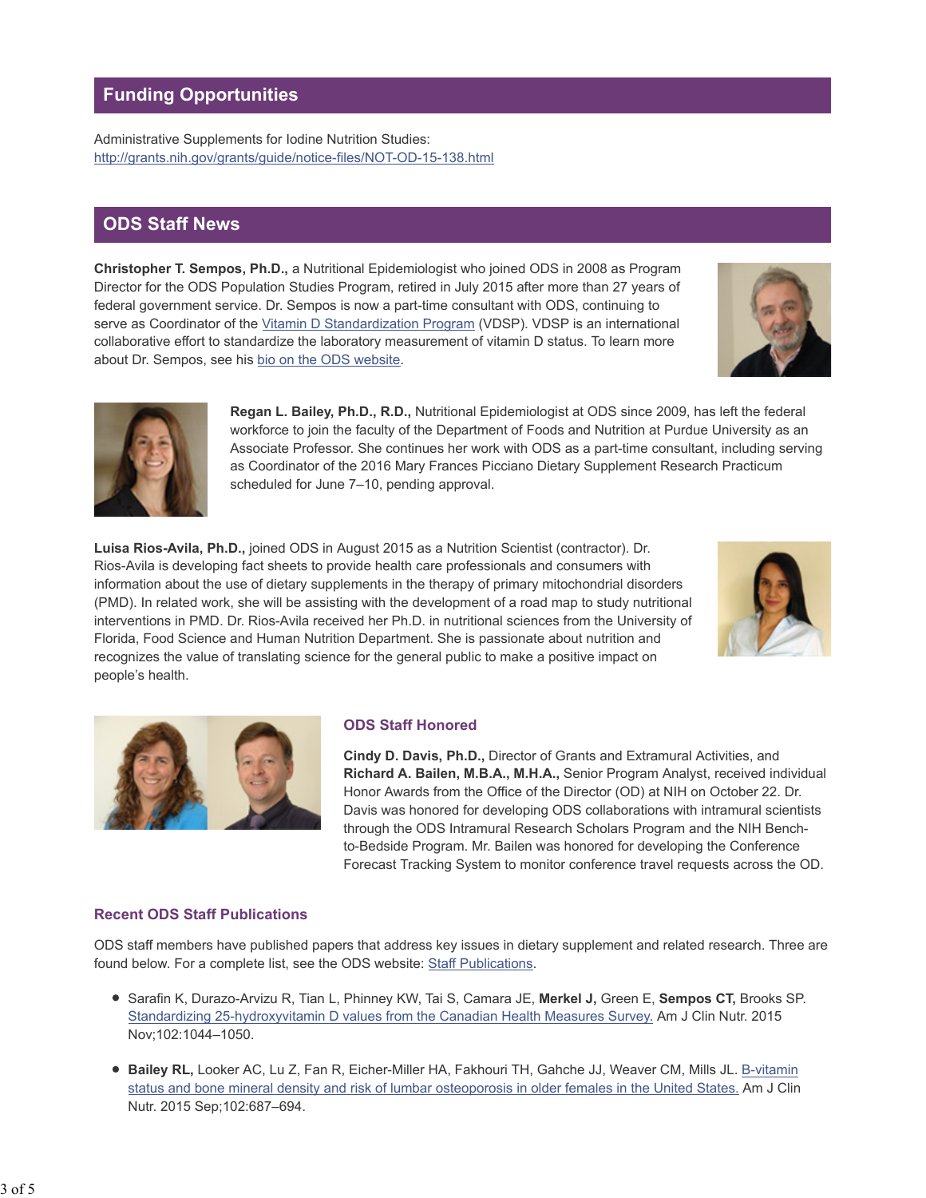## Funding Opportunities

Administrative Supplements for Iodine Nutrition Studies:
http://grants.nih.gov/grants/guide/notice-files/NOT-OD-15-138.html

## ODS Staff News

**Christopher T. Sempos, Ph.D.,** a Nutritional Epidemiologist who joined ODS in 2008 as Program Director for the ODS Population Studies Program, retired in July 2015 after more than 27 years of federal government service. Dr. Sempos is now a part-time consultant with ODS, continuing to serve as Coordinator of the Vitamin D Standardization Program (VDSP). VDSP is an international collaborative effort to standardize the laboratory measurement of vitamin D status. To learn more about Dr. Sempos, see his bio on the ODS website.

**Regan L. Bailey, Ph.D., R.D.,** Nutritional Epidemiologist at ODS since 2009, has left the federal workforce to join the faculty of the Department of Foods and Nutrition at Purdue University as an Associate Professor. She continues her work with ODS as a part-time consultant, including serving as Coordinator of the 2016 Mary Frances Picciano Dietary Supplement Research Practicum scheduled for June 7–10, pending approval.

**Luisa Rios-Avila, Ph.D.,** joined ODS in August 2015 as a Nutrition Scientist (contractor). Dr. Rios-Avila is developing fact sheets to provide health care professionals and consumers with information about the use of dietary supplements in the therapy of primary mitochondrial disorders (PMD). In related work, she will be assisting with the development of a road map to study nutritional interventions in PMD. Dr. Rios-Avila received her Ph.D. in nutritional sciences from the University of Florida, Food Science and Human Nutrition Department. She is passionate about nutrition and recognizes the value of translating science for the general public to make a positive impact on people's health.

### ODS Staff Honored

**Cindy D. Davis, Ph.D.,** Director of Grants and Extramural Activities, and **Richard A. Bailen, M.B.A., M.H.A.,** Senior Program Analyst, received individual Honor Awards from the Office of the Director (OD) at NIH on October 22. Dr. Davis was honored for developing ODS collaborations with intramural scientists through the ODS Intramural Research Scholars Program and the NIH Bench-to-Bedside Program. Mr. Bailen was honored for developing the Conference Forecast Tracking System to monitor conference travel requests across the OD.

### Recent ODS Staff Publications

ODS staff members have published papers that address key issues in dietary supplement and related research. Three are found below. For a complete list, see the ODS website: Staff Publications.

- Sarafin K, Durazo-Arvizu R, Tian L, Phinney KW, Tai S, Camara JE, **Merkel J,** Green E, **Sempos CT,** Brooks SP. Standardizing 25-hydroxyvitamin D values from the Canadian Health Measures Survey. Am J Clin Nutr. 2015 Nov;102:1044–1050.
- **Bailey RL,** Looker AC, Lu Z, Fan R, Eicher-Miller HA, Fakhouri TH, Gahche JJ, Weaver CM, Mills JL. B-vitamin status and bone mineral density and risk of lumbar osteoporosis in older females in the United States. Am J Clin Nutr. 2015 Sep;102:687–694.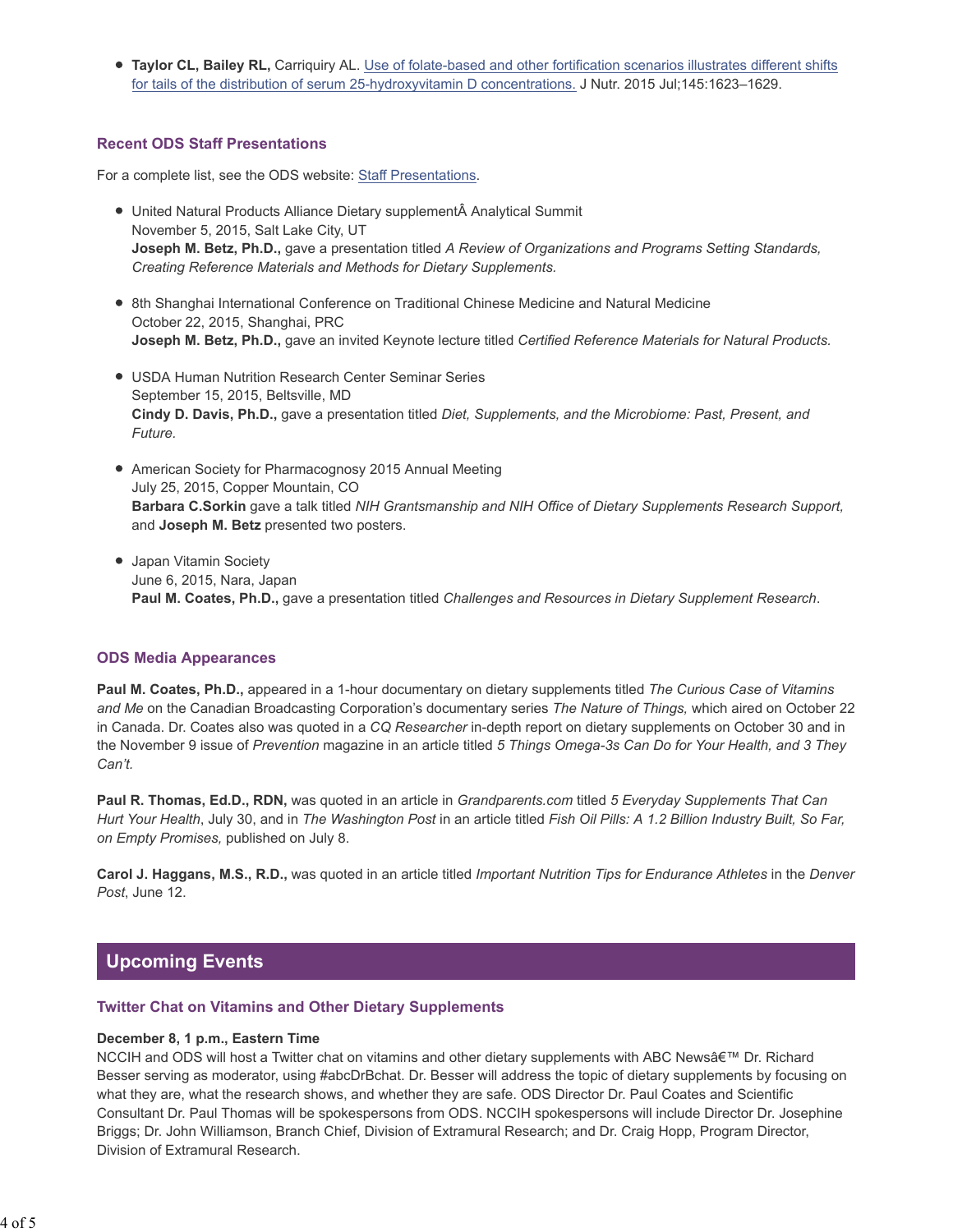- **Taylor CL, Bailey RL,** Carriquiry AL. [Use of folate-based and other fortification scenarios illustrates different shifts for tails of the distribution of serum 25-hydroxyvitamin D concentrations.]() J Nutr. 2015 Jul;145:1623–1629.

### Recent ODS Staff Presentations

For a complete list, see the ODS website: [Staff Presentations]().

- United Natural Products Alliance Dietary supplementÂ Analytical Summit
  November 5, 2015, Salt Lake City, UT
  **Joseph M. Betz, Ph.D.,** gave a presentation titled *A Review of Organizations and Programs Setting Standards, Creating Reference Materials and Methods for Dietary Supplements.*

- 8th Shanghai International Conference on Traditional Chinese Medicine and Natural Medicine
  October 22, 2015, Shanghai, PRC
  **Joseph M. Betz, Ph.D.,** gave an invited Keynote lecture titled *Certified Reference Materials for Natural Products.*

- USDA Human Nutrition Research Center Seminar Series
  September 15, 2015, Beltsville, MD
  **Cindy D. Davis, Ph.D.,** gave a presentation titled *Diet, Supplements, and the Microbiome: Past, Present, and Future.*

- American Society for Pharmacognosy 2015 Annual Meeting
  July 25, 2015, Copper Mountain, CO
  **Barbara C.Sorkin** gave a talk titled *NIH Grantsmanship and NIH Office of Dietary Supplements Research Support,* and **Joseph M. Betz** presented two posters.

- Japan Vitamin Society
  June 6, 2015, Nara, Japan
  **Paul M. Coates, Ph.D.,** gave a presentation titled *Challenges and Resources in Dietary Supplement Research*.

### ODS Media Appearances

**Paul M. Coates, Ph.D.,** appeared in a 1-hour documentary on dietary supplements titled *The Curious Case of Vitamins and Me* on the Canadian Broadcasting Corporation's documentary series *The Nature of Things,* which aired on October 22 in Canada. Dr. Coates also was quoted in a *CQ Researcher* in-depth report on dietary supplements on October 30 and in the November 9 issue of *Prevention* magazine in an article titled *5 Things Omega-3s Can Do for Your Health, and 3 They Can't.*

**Paul R. Thomas, Ed.D., RDN,** was quoted in an article in *Grandparents.com* titled *5 Everyday Supplements That Can Hurt Your Health*, July 30, and in *The Washington Post* in an article titled *Fish Oil Pills: A 1.2 Billion Industry Built, So Far, on Empty Promises,* published on July 8.

**Carol J. Haggans, M.S., R.D.,** was quoted in an article titled *Important Nutrition Tips for Endurance Athletes* in the *Denver Post*, June 12.

## Upcoming Events

### Twitter Chat on Vitamins and Other Dietary Supplements

**December 8, 1 p.m., Eastern Time**
NCCIH and ODS will host a Twitter chat on vitamins and other dietary supplements with ABC Newsâ€™ Dr. Richard Besser serving as moderator, using #abcDrBchat. Dr. Besser will address the topic of dietary supplements by focusing on what they are, what the research shows, and whether they are safe. ODS Director Dr. Paul Coates and Scientific Consultant Dr. Paul Thomas will be spokespersons from ODS. NCCIH spokespersons will include Director Dr. Josephine Briggs; Dr. John Williamson, Branch Chief, Division of Extramural Research; and Dr. Craig Hopp, Program Director, Division of Extramural Research.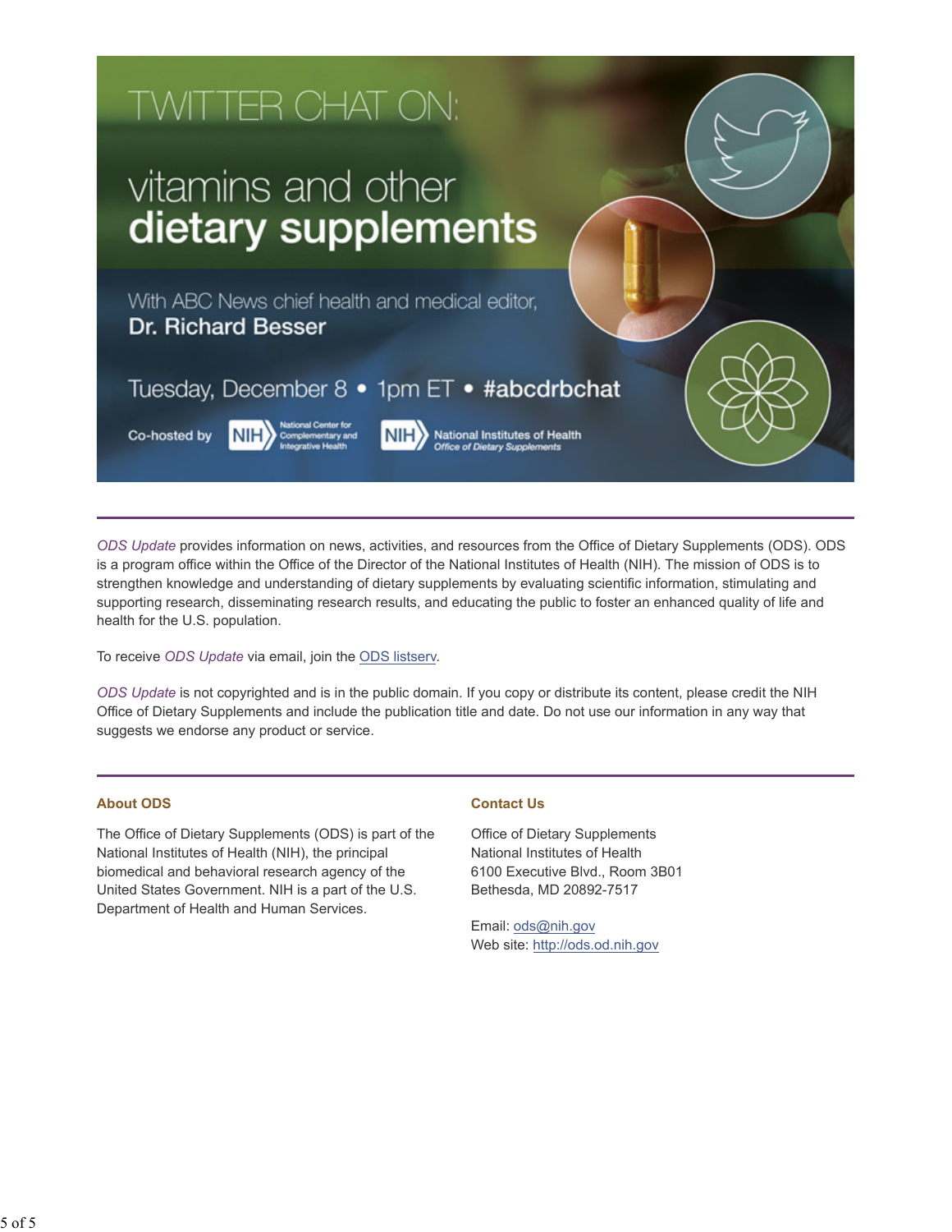TWITTER CHAT ON:

vitamins and other **dietary supplements**

With ABC News chief health and medical editor, **Dr. Richard Besser**

Tuesday, December 8 • 1pm ET • **#abcdrbchat**

Co-hosted by NIH National Center for Complementary and Integrative Health | NIH National Institutes of Health *Office of Dietary Supplements*

---

*ODS Update* provides information on news, activities, and resources from the Office of Dietary Supplements (ODS). ODS is a program office within the Office of the Director of the National Institutes of Health (NIH). The mission of ODS is to strengthen knowledge and understanding of dietary supplements by evaluating scientific information, stimulating and supporting research, disseminating research results, and educating the public to foster an enhanced quality of life and health for the U.S. population.

To receive *ODS Update* via email, join the ODS listserv.

*ODS Update* is not copyrighted and is in the public domain. If you copy or distribute its content, please credit the NIH Office of Dietary Supplements and include the publication title and date. Do not use our information in any way that suggests we endorse any product or service.

---

### About ODS

The Office of Dietary Supplements (ODS) is part of the National Institutes of Health (NIH), the principal biomedical and behavioral research agency of the United States Government. NIH is a part of the U.S. Department of Health and Human Services.

### Contact Us

Office of Dietary Supplements
National Institutes of Health
6100 Executive Blvd., Room 3B01
Bethesda, MD 20892-7517

Email: ods@nih.gov
Web site: http://ods.od.nih.gov